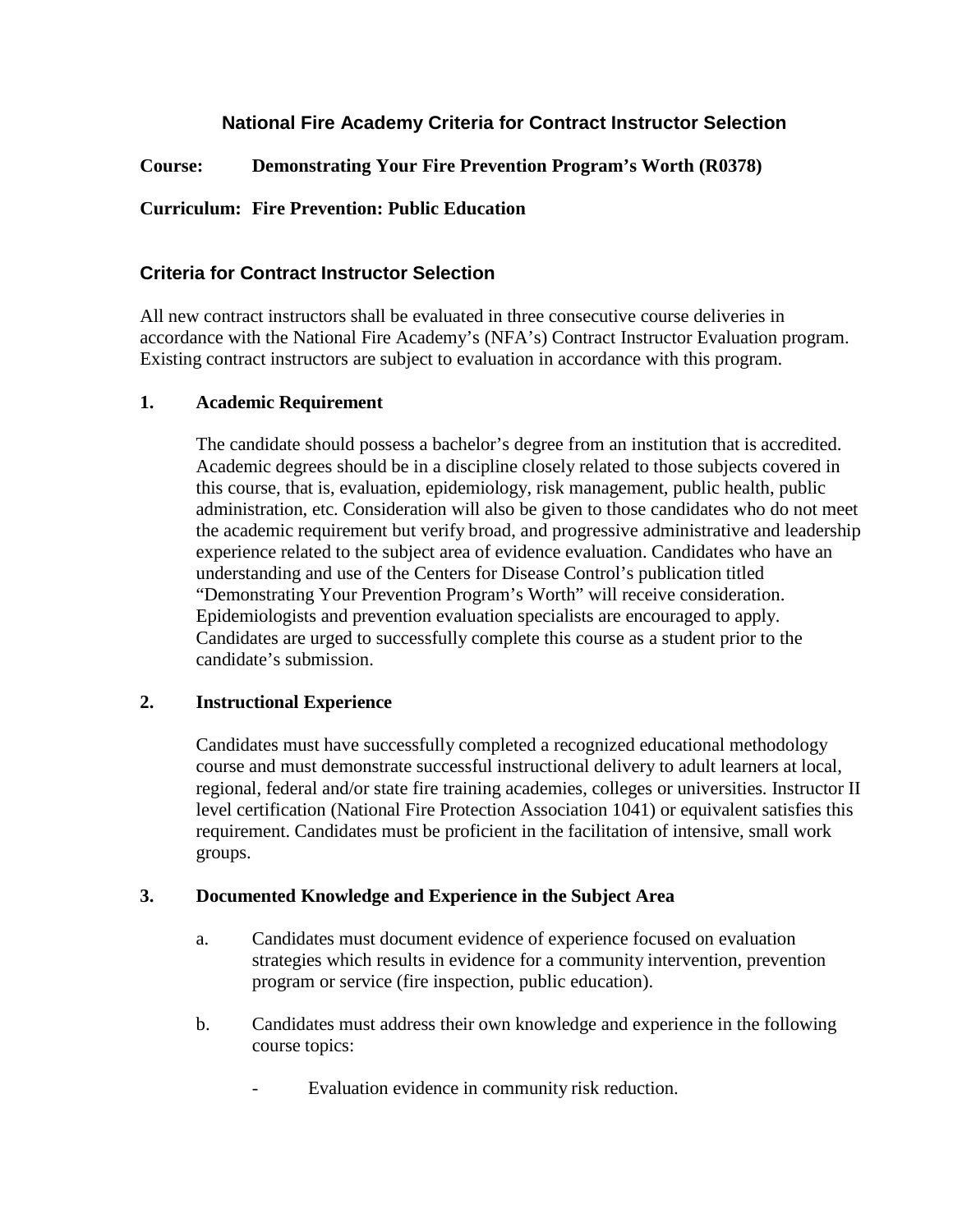# National Fire Academy Criteria for Contract Instructor Selection

**Course: Demonstrating Your Fire Prevention Program's Worth (R0378)**

**Curriculum: Fire Prevention: Public Education**

## Criteria for Contract Instructor Selection

All new contract instructors shall be evaluated in three consecutive course deliveries in accordance with the National Fire Academy's (NFA's) Contract Instructor Evaluation program. Existing contract instructors are subject to evaluation in accordance with this program.

### 1. Academic Requirement

The candidate should possess a bachelor's degree from an institution that is accredited. Academic degrees should be in a discipline closely related to those subjects covered in this course, that is, evaluation, epidemiology, risk management, public health, public administration, etc. Consideration will also be given to those candidates who do not meet the academic requirement but verify broad, and progressive administrative and leadership experience related to the subject area of evidence evaluation. Candidates who have an understanding and use of the Centers for Disease Control's publication titled "Demonstrating Your Prevention Program's Worth" will receive consideration. Epidemiologists and prevention evaluation specialists are encouraged to apply. Candidates are urged to successfully complete this course as a student prior to the candidate's submission.

### 2. Instructional Experience

Candidates must have successfully completed a recognized educational methodology course and must demonstrate successful instructional delivery to adult learners at local, regional, federal and/or state fire training academies, colleges or universities. Instructor II level certification (National Fire Protection Association 1041) or equivalent satisfies this requirement. Candidates must be proficient in the facilitation of intensive, small work groups.

### 3. Documented Knowledge and Experience in the Subject Area

a. Candidates must document evidence of experience focused on evaluation strategies which results in evidence for a community intervention, prevention program or service (fire inspection, public education).

b. Candidates must address their own knowledge and experience in the following course topics:

- Evaluation evidence in community risk reduction.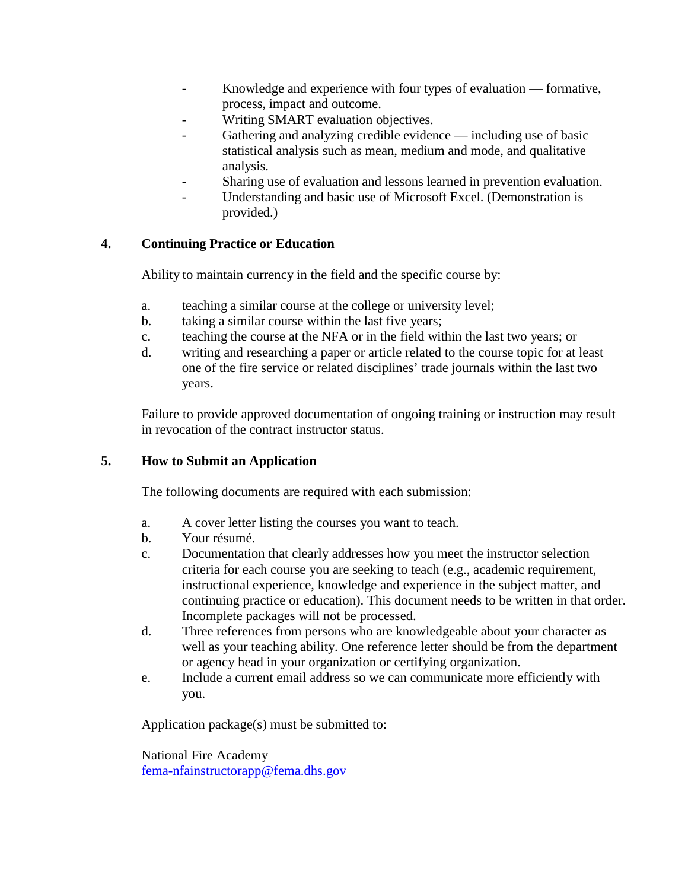- Knowledge and experience with four types of evaluation — formative, process, impact and outcome.
- Writing SMART evaluation objectives.
- Gathering and analyzing credible evidence — including use of basic statistical analysis such as mean, medium and mode, and qualitative analysis.
- Sharing use of evaluation and lessons learned in prevention evaluation.
- Understanding and basic use of Microsoft Excel. (Demonstration is provided.)

## 4. Continuing Practice or Education

Ability to maintain currency in the field and the specific course by:

a. teaching a similar course at the college or university level;
b. taking a similar course within the last five years;
c. teaching the course at the NFA or in the field within the last two years; or
d. writing and researching a paper or article related to the course topic for at least one of the fire service or related disciplines' trade journals within the last two years.

Failure to provide approved documentation of ongoing training or instruction may result in revocation of the contract instructor status.

## 5. How to Submit an Application

The following documents are required with each submission:

a. A cover letter listing the courses you want to teach.
b. Your résumé.
c. Documentation that clearly addresses how you meet the instructor selection criteria for each course you are seeking to teach (e.g., academic requirement, instructional experience, knowledge and experience in the subject matter, and continuing practice or education). This document needs to be written in that order. Incomplete packages will not be processed.
d. Three references from persons who are knowledgeable about your character as well as your teaching ability. One reference letter should be from the department or agency head in your organization or certifying organization.
e. Include a current email address so we can communicate more efficiently with you.

Application package(s) must be submitted to:

National Fire Academy
fema-nfainstructorapp@fema.dhs.gov